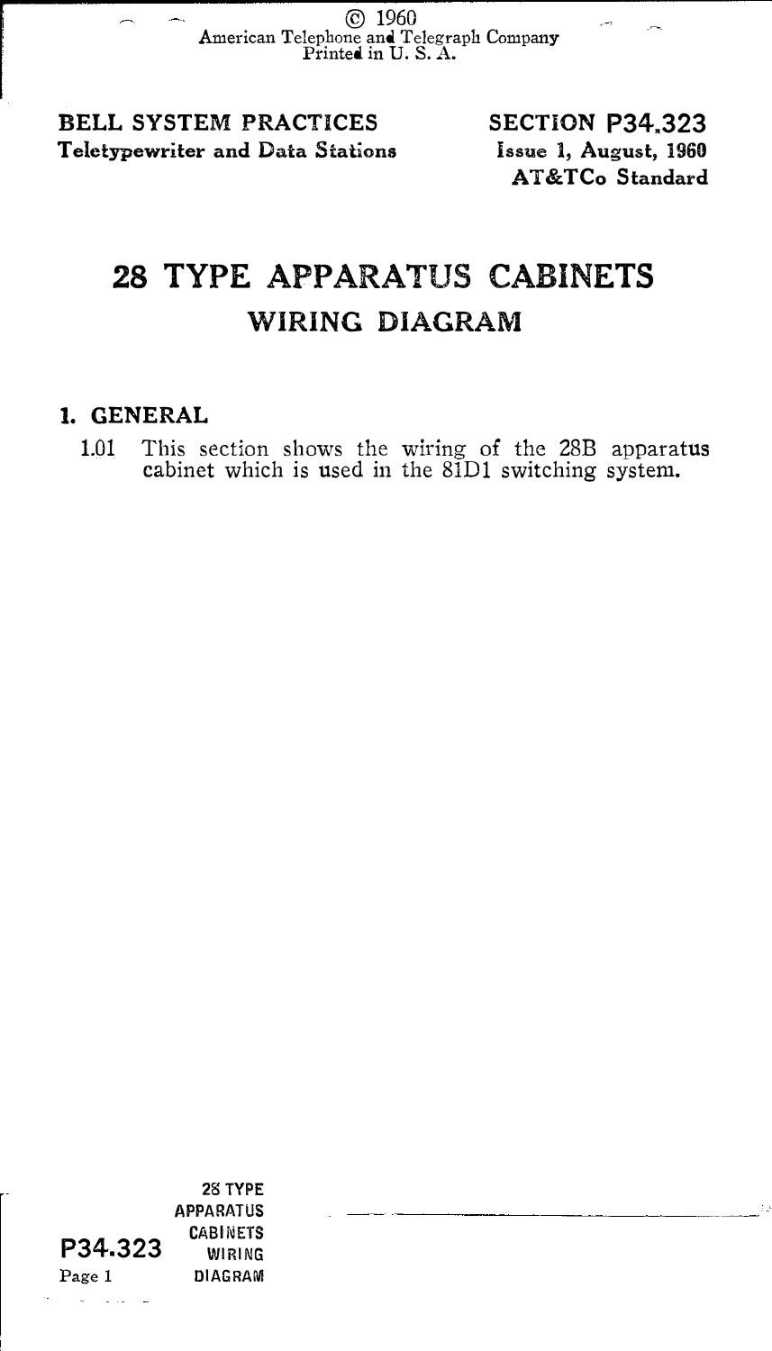© 1960
American Telephone and Telegraph Company
Printed in U. S. A.

**BELL SYSTEM PRACTICES**
**Teletypewriter and Data Stations**

**SECTION P34.323**
**Issue 1, August, 1960**
**AT&TCo Standard**

# 28 TYPE APPARATUS CABINETS
## WIRING DIAGRAM

### 1. GENERAL

1.01 This section shows the wiring of the 28B apparatus cabinet which is used in the 81D1 switching system.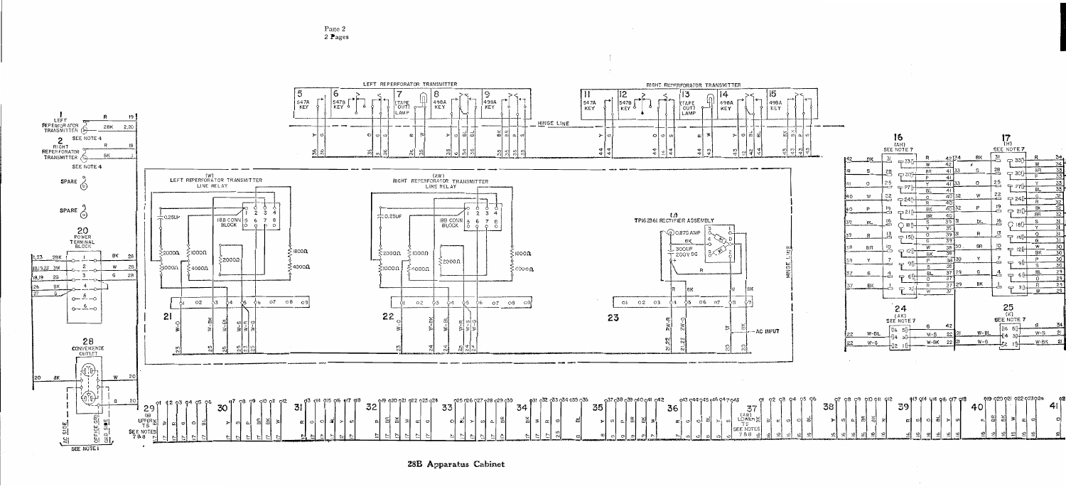# 28B Apparatus Cabinet

LEFT REPERFORATOR TRANSMITTER

5 547A KEY — 6 547B KEY — 7 (TAPE OUT) LAMP — 8 498A KEY — 9 498A KEY

RIGHT REPERFORATOR TRANSMITTER

11 547A KEY — 12 547B KEY — 13 (TAPE OUT) LAMP — 14 498A KEY — 15 498A KEY

HINGE LINE

1 LEFT REPERFORATOR TRANSMITTER

2 RIGHT REPERFORATOR TRANSMITTER — SEE NOTE 4

SEE NOTE 4

SPARE (5)

SPARE (9)

20 POWER TERMINAL BLOCK

(W) LEFT REPERFORATOR TRANSMITTER LINE RELAY

0.25UF — 188 CONN BLOCK — 2000Ω — 1000Ω — 2000Ω — 1000Ω — 4000Ω — 1800Ω — 4000Ω

21

(AW) RIGHT REPERFORATOR TRANSMITTER LINE RELAY

0.25UF — 188 CONN BLOCK — 2000Ω — 1000Ω — 2000Ω — 1000Ω — 4000Ω — 1000Ω — 4000Ω

22

(J) TP162361 RECTIFIER ASSEMBLY

0.875 AMP — 300UF 200V DC

23 — AC INPUT

16 (AH) SEE NOTE 7

17 (H) SEE NOTE 7

24 (AK) SEE NOTE 7

25 (K) SEE NOTE 7

28 CONVENIENCE OUTLET

AC SIDE — OFFICE GRD — GRD SIDE

SEE NOTE 1

29 (B) UPPER TS SEE NOTES 7 & 8

30 — 31 — 32 — 33 — 34 — 35 — 36

37 (AB) LOWER TS SEE NOTES 7 & 8

38 — 39 — 40 — 41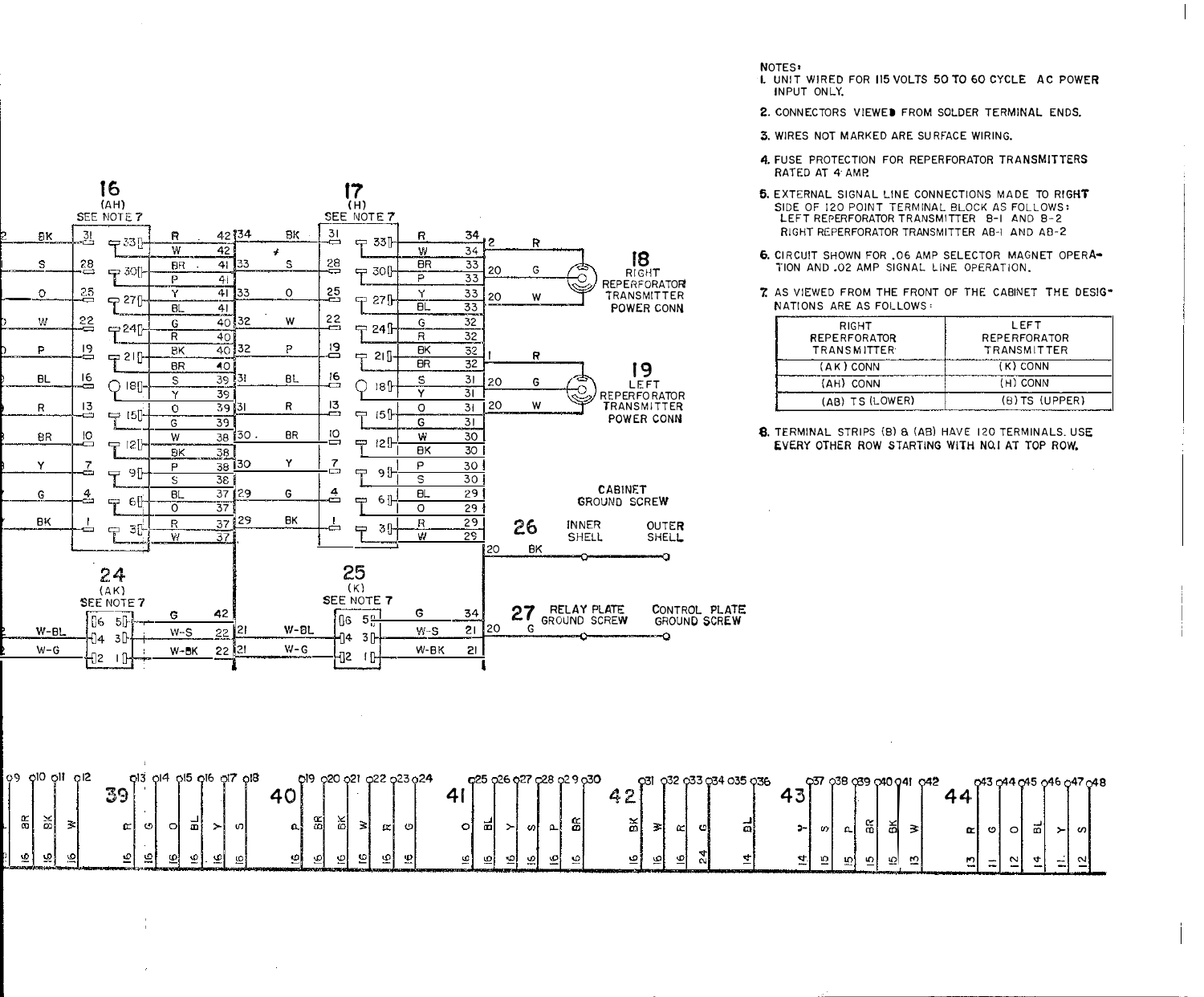NOTES:

1. UNIT WIRED FOR 115 VOLTS 50 TO 60 CYCLE AC POWER INPUT ONLY.
2. CONNECTORS VIEWED FROM SOLDER TERMINAL ENDS.
3. WIRES NOT MARKED ARE SURFACE WIRING.
4. FUSE PROTECTION FOR REPERFORATOR TRANSMITTERS RATED AT 4 AMP.
5. EXTERNAL SIGNAL LINE CONNECTIONS MADE TO RIGHT SIDE OF 120 POINT TERMINAL BLOCK AS FOLLOWS:
   LEFT REPERFORATOR TRANSMITTER B-1 AND B-2
   RIGHT REPERFORATOR TRANSMITTER AB-1 AND AB-2
6. CIRCUIT SHOWN FOR .06 AMP SELECTOR MAGNET OPERATION AND .02 AMP SIGNAL LINE OPERATION.
7. AS VIEWED FROM THE FRONT OF THE CABINET THE DESIGNATIONS ARE AS FOLLOWS:

| RIGHT REPERFORATOR TRANSMITTER | LEFT REPERFORATOR TRANSMITTER |
|---|---|
| (AK) CONN | (K) CONN |
| (AH) CONN | (H) CONN |
| (AB) TS (LOWER) | (B) TS (UPPER) |

8. TERMINAL STRIPS (B) & (AB) HAVE 120 TERMINALS. USE EVERY OTHER ROW STARTING WITH NO.1 AT TOP ROW.

16 (AH) SEE NOTE 7

17 (H) SEE NOTE 7

18 RIGHT REPERFORATOR TRANSMITTER POWER CONN

19 LEFT REPERFORATOR TRANSMITTER POWER CONN

24 (AK) SEE NOTE 7

25 (K) SEE NOTE 7

26 CABINET GROUND SCREW INNER SHELL OUTER SHELL

27 RELAY PLATE GROUND SCREW CONTROL PLATE GROUND SCREW

39 40 41 42 43 44